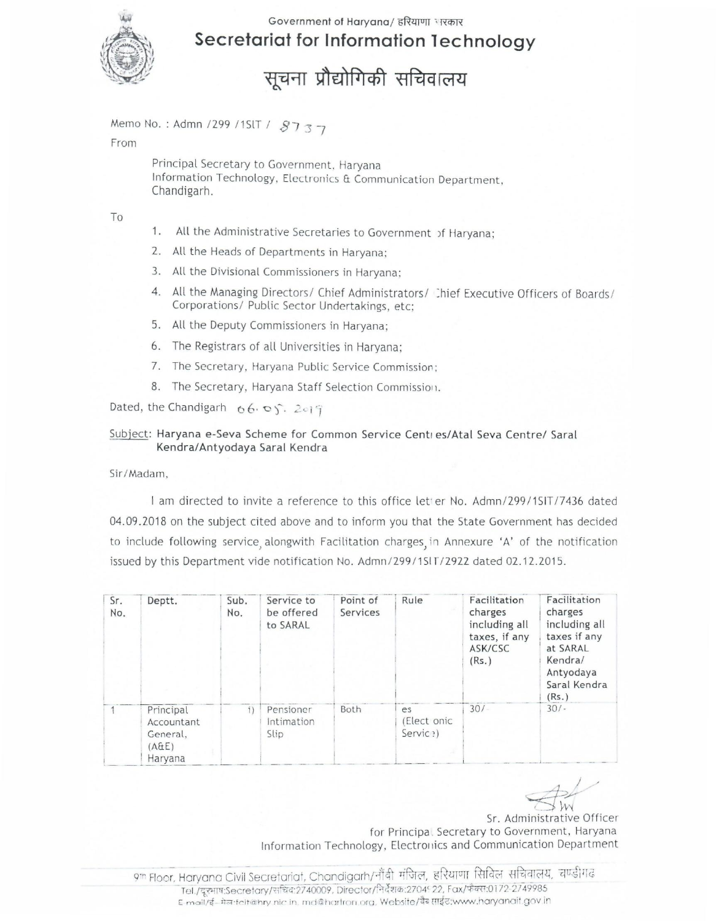Government of Haryana/ हरियाणा सरकार

# Secretariat for Information Technology

# सूचना प्रौद्योगिकी सचिवालय

Memo No. : Admn /299 /1SIT / 8737

From

Principal Secretary to Government, Haryana
Information Technology, Electronics & Communication Department,
Chandigarh.

To

1. All the Administrative Secretaries to Government of Haryana;
2. All the Heads of Departments in Haryana;
3. All the Divisional Commissioners in Haryana;
4. All the Managing Directors/ Chief Administrators/ Chief Executive Officers of Boards/ Corporations/ Public Sector Undertakings, etc;
5. All the Deputy Commissioners in Haryana;
6. The Registrars of all Universities in Haryana;
7. The Secretary, Haryana Public Service Commission;
8. The Secretary, Haryana Staff Selection Commission.

Dated, the Chandigarh 06.05.2019

Subject: **Haryana e-Seva Scheme for Common Service Centres/Atal Seva Centre/ Saral Kendra/Antyodaya Saral Kendra**

Sir/Madam,

I am directed to invite a reference to this office letter No. Admn/299/1SIT/7436 dated 04.09.2018 on the subject cited above and to inform you that the State Government has decided to include following service, alongwith Facilitation charges, in Annexure 'A' of the notification issued by this Department vide notification No. Admn/299/1SIT/2922 dated 02.12.2015.

| Sr. No. | Deptt. | Sub. No. | Service to be offered to SARAL | Point of Services | Rule | Facilitation charges including all taxes, if any ASK/CSC (Rs.) | Facilitation charges including all taxes if any at SARAL Kendra/ Antyodaya Saral Kendra (Rs.) |
|---|---|---|---|---|---|---|---|
| 1 | Principal Accountant General, (A&E) Haryana | i) | Pensioner Intimation Slip | Both | es (Electronic Service) | 30/- | 30/- |

Sr. Administrative Officer
for Principal Secretary to Government, Haryana
Information Technology, Electronics and Communication Department

9th Floor, Haryana Civil Secretariat, Chandigarh/नौंवी मंजिल, हरियाणा सिविल सचिवालय, चण्डीगढ़
Tel./दूरभाष:Secretary/सचिव:2740009, Director/निर्देशक:2704?22, Fax/फैक्स:0172-2749985
E-mail/ई-मेल:feit@hry.nic.in, md@hartron.org, Website/वैब साईट:www.haryanait.gov.in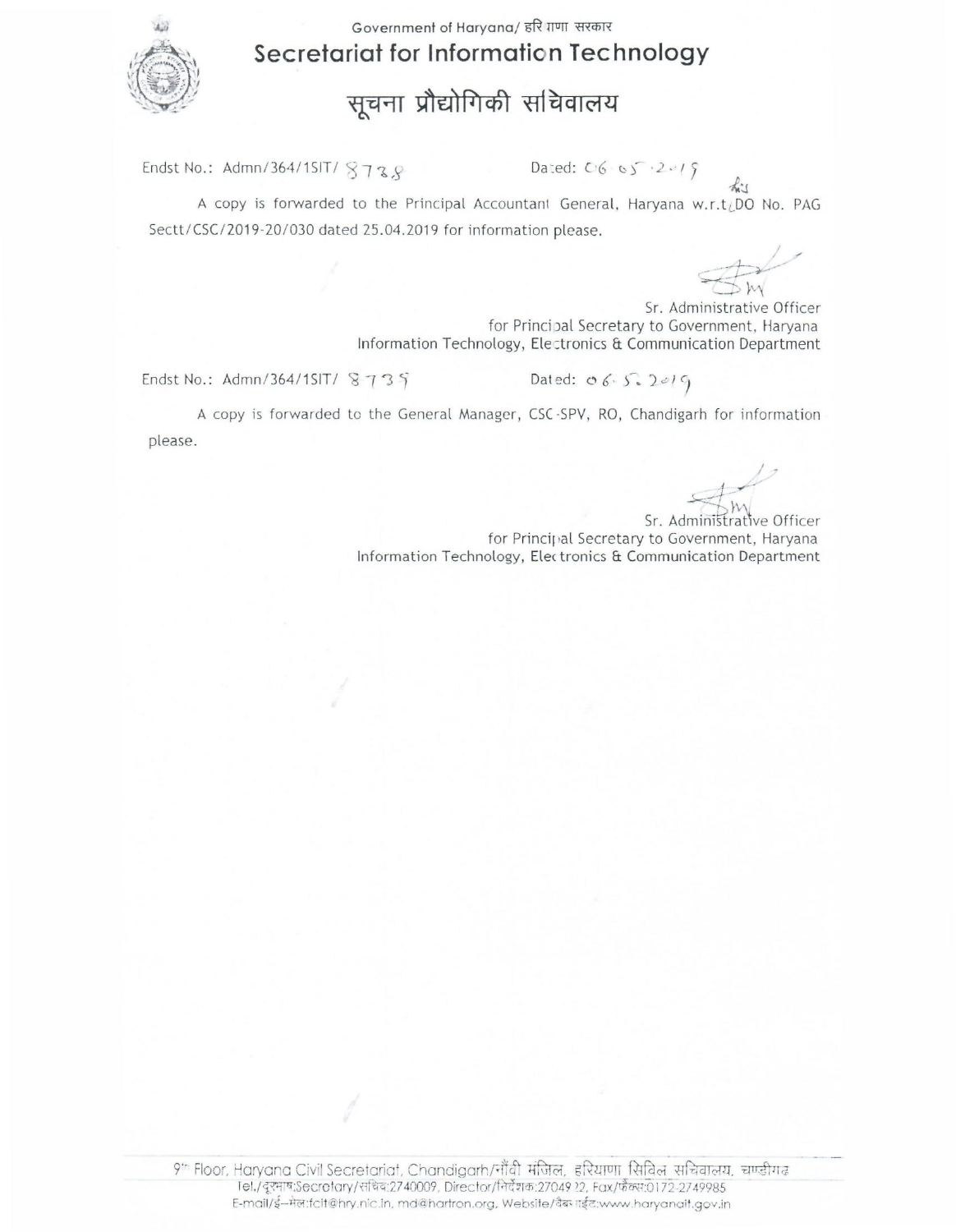Government of Haryana/ हरियाणा सरकार

# Secretariat for Information Technology

# सूचना प्रौद्योगिकी सचिवालय

Endst No.: Admn/364/1SIT/ 8738 Dated: 06.05.2019

A copy is forwarded to the Principal Accountant General, Haryana w.r.t. his DO No. PAG Sectt/CSC/2019-20/030 dated 25.04.2019 for information please.

Sr. Administrative Officer
for Principal Secretary to Government, Haryana
Information Technology, Electronics & Communication Department

Endst No.: Admn/364/1SIT/ 8739 Dated: 06.5.2019

A copy is forwarded to the General Manager, CSC-SPV, RO, Chandigarh for information please.

Sr. Administrative Officer
for Principal Secretary to Government, Haryana
Information Technology, Electronics & Communication Department

9th Floor, Haryana Civil Secretariat, Chandigarh/नौवीं मंजिल, हरियाणा सिविल सचिवालय, चण्डीगढ़
Tel./दूरभाष:Secretary/सचिव:2740009, Director/निदेशक:2704922, Fax/फैक्स:0172-2749985
E-mail/ई-मेल:fcit@hry.nic.in, md@hartron.org, Website/वैबसाईट:www.haryanait.gov.in